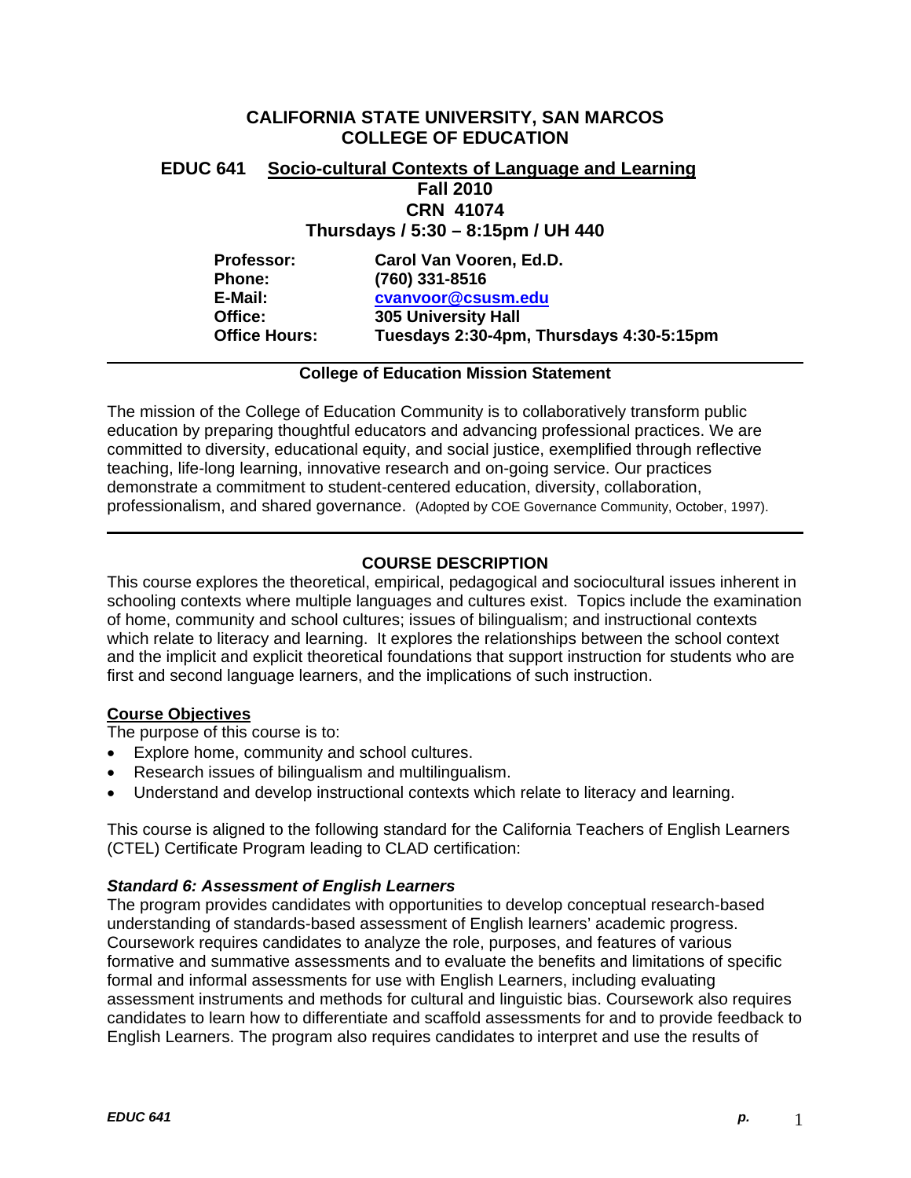# CALIFORNIA STATE UNIVERSITY, SAN MARCOS
# COLLEGE OF EDUCATION

## EDUC 641 Socio-cultural Contexts of Language and Learning

**Fall 2010**
**CRN 41074**
**Thursdays / 5:30 – 8:15pm / UH 440**

| | |
|---|---|
| **Professor:** | **Carol Van Vooren, Ed.D.** |
| **Phone:** | **(760) 331-8516** |
| **E-Mail:** | **cvanvoor@csusm.edu** |
| **Office:** | **305 University Hall** |
| **Office Hours:** | **Tuesdays 2:30-4pm, Thursdays 4:30-5:15pm** |

---

**College of Education Mission Statement**

The mission of the College of Education Community is to collaboratively transform public education by preparing thoughtful educators and advancing professional practices. We are committed to diversity, educational equity, and social justice, exemplified through reflective teaching, life-long learning, innovative research and on-going service. Our practices demonstrate a commitment to student-centered education, diversity, collaboration, professionalism, and shared governance. (Adopted by COE Governance Community, October, 1997).

---

## COURSE DESCRIPTION

This course explores the theoretical, empirical, pedagogical and sociocultural issues inherent in schooling contexts where multiple languages and cultures exist. Topics include the examination of home, community and school cultures; issues of bilingualism; and instructional contexts which relate to literacy and learning. It explores the relationships between the school context and the implicit and explicit theoretical foundations that support instruction for students who are first and second language learners, and the implications of such instruction.

### Course Objectives

The purpose of this course is to:

- Explore home, community and school cultures.
- Research issues of bilingualism and multilingualism.
- Understand and develop instructional contexts which relate to literacy and learning.

This course is aligned to the following standard for the California Teachers of English Learners (CTEL) Certificate Program leading to CLAD certification:

***Standard 6: Assessment of English Learners***

The program provides candidates with opportunities to develop conceptual research-based understanding of standards-based assessment of English learners' academic progress. Coursework requires candidates to analyze the role, purposes, and features of various formative and summative assessments and to evaluate the benefits and limitations of specific formal and informal assessments for use with English Learners, including evaluating assessment instruments and methods for cultural and linguistic bias. Coursework also requires candidates to learn how to differentiate and scaffold assessments for and to provide feedback to English Learners. The program also requires candidates to interpret and use the results of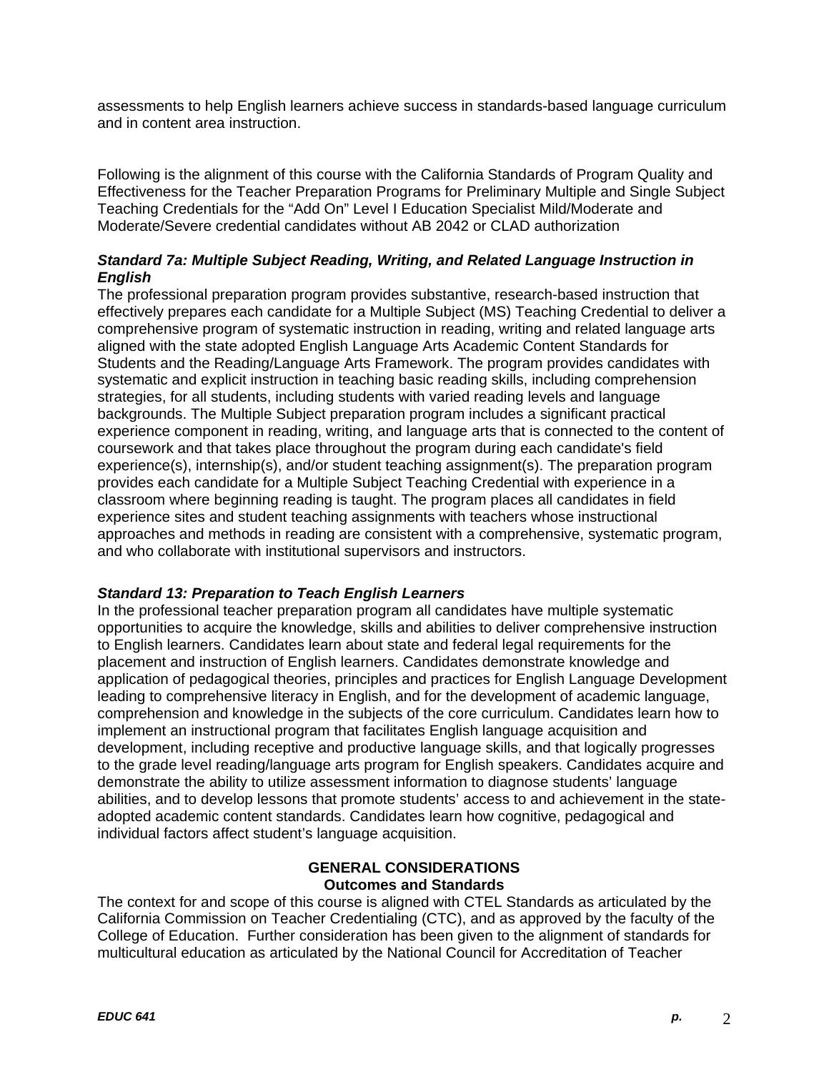assessments to help English learners achieve success in standards-based language curriculum and in content area instruction.

Following is the alignment of this course with the California Standards of Program Quality and Effectiveness for the Teacher Preparation Programs for Preliminary Multiple and Single Subject Teaching Credentials for the "Add On" Level I Education Specialist Mild/Moderate and Moderate/Severe credential candidates without AB 2042 or CLAD authorization

***Standard 7a: Multiple Subject Reading, Writing, and Related Language Instruction in English***

The professional preparation program provides substantive, research-based instruction that effectively prepares each candidate for a Multiple Subject (MS) Teaching Credential to deliver a comprehensive program of systematic instruction in reading, writing and related language arts aligned with the state adopted English Language Arts Academic Content Standards for Students and the Reading/Language Arts Framework. The program provides candidates with systematic and explicit instruction in teaching basic reading skills, including comprehension strategies, for all students, including students with varied reading levels and language backgrounds. The Multiple Subject preparation program includes a significant practical experience component in reading, writing, and language arts that is connected to the content of coursework and that takes place throughout the program during each candidate's field experience(s), internship(s), and/or student teaching assignment(s). The preparation program provides each candidate for a Multiple Subject Teaching Credential with experience in a classroom where beginning reading is taught. The program places all candidates in field experience sites and student teaching assignments with teachers whose instructional approaches and methods in reading are consistent with a comprehensive, systematic program, and who collaborate with institutional supervisors and instructors.

***Standard 13: Preparation to Teach English Learners***

In the professional teacher preparation program all candidates have multiple systematic opportunities to acquire the knowledge, skills and abilities to deliver comprehensive instruction to English learners. Candidates learn about state and federal legal requirements for the placement and instruction of English learners. Candidates demonstrate knowledge and application of pedagogical theories, principles and practices for English Language Development leading to comprehensive literacy in English, and for the development of academic language, comprehension and knowledge in the subjects of the core curriculum. Candidates learn how to implement an instructional program that facilitates English language acquisition and development, including receptive and productive language skills, and that logically progresses to the grade level reading/language arts program for English speakers. Candidates acquire and demonstrate the ability to utilize assessment information to diagnose students' language abilities, and to develop lessons that promote students' access to and achievement in the state-adopted academic content standards. Candidates learn how cognitive, pedagogical and individual factors affect student's language acquisition.

## GENERAL CONSIDERATIONS

### Outcomes and Standards

The context for and scope of this course is aligned with CTEL Standards as articulated by the California Commission on Teacher Credentialing (CTC), and as approved by the faculty of the College of Education. Further consideration has been given to the alignment of standards for multicultural education as articulated by the National Council for Accreditation of Teacher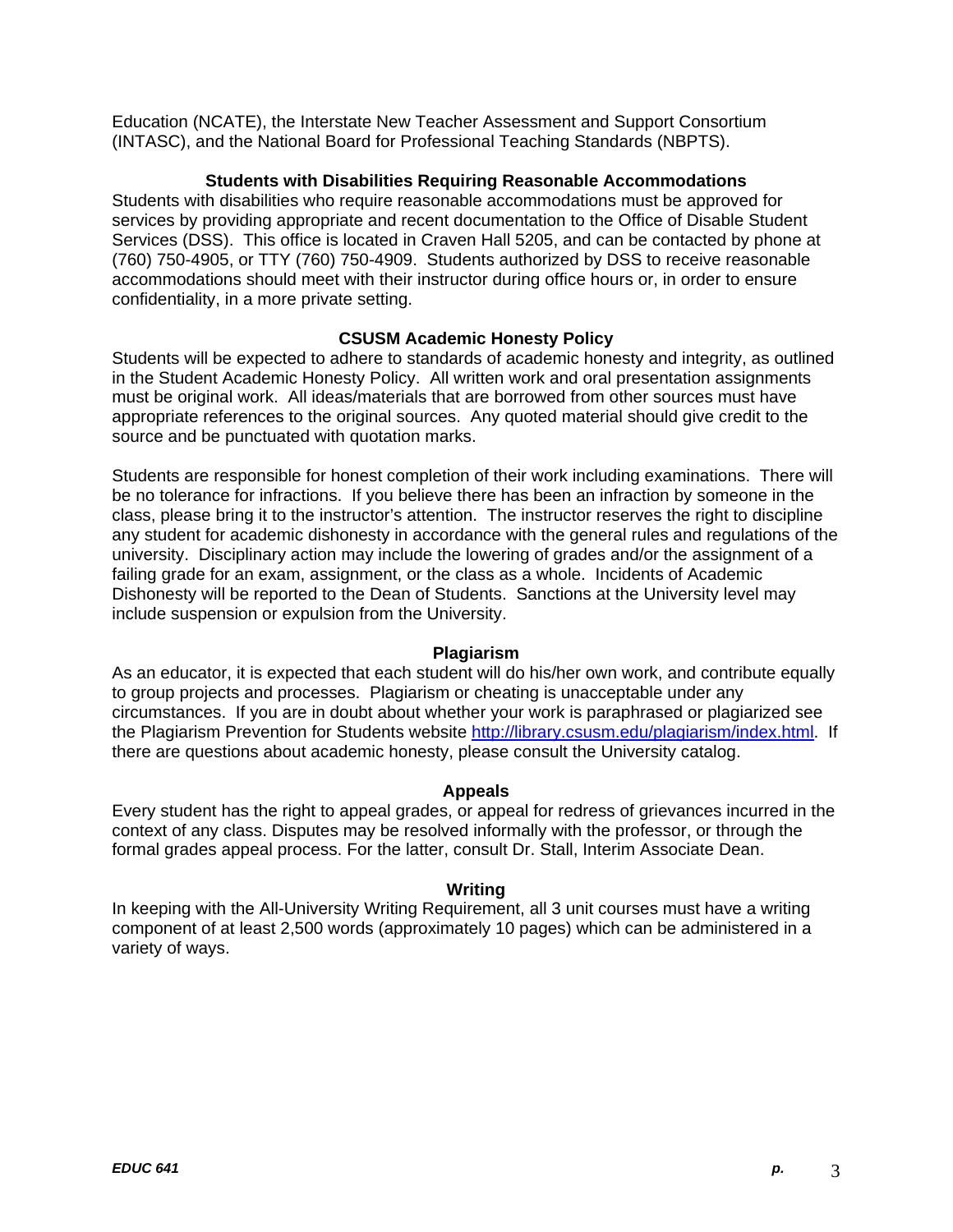Education (NCATE), the Interstate New Teacher Assessment and Support Consortium (INTASC), and the National Board for Professional Teaching Standards (NBPTS).

### Students with Disabilities Requiring Reasonable Accommodations

Students with disabilities who require reasonable accommodations must be approved for services by providing appropriate and recent documentation to the Office of Disable Student Services (DSS). This office is located in Craven Hall 5205, and can be contacted by phone at (760) 750-4905, or TTY (760) 750-4909. Students authorized by DSS to receive reasonable accommodations should meet with their instructor during office hours or, in order to ensure confidentiality, in a more private setting.

### CSUSM Academic Honesty Policy

Students will be expected to adhere to standards of academic honesty and integrity, as outlined in the Student Academic Honesty Policy. All written work and oral presentation assignments must be original work. All ideas/materials that are borrowed from other sources must have appropriate references to the original sources. Any quoted material should give credit to the source and be punctuated with quotation marks.

Students are responsible for honest completion of their work including examinations. There will be no tolerance for infractions. If you believe there has been an infraction by someone in the class, please bring it to the instructor's attention. The instructor reserves the right to discipline any student for academic dishonesty in accordance with the general rules and regulations of the university. Disciplinary action may include the lowering of grades and/or the assignment of a failing grade for an exam, assignment, or the class as a whole. Incidents of Academic Dishonesty will be reported to the Dean of Students. Sanctions at the University level may include suspension or expulsion from the University.

### Plagiarism

As an educator, it is expected that each student will do his/her own work, and contribute equally to group projects and processes. Plagiarism or cheating is unacceptable under any circumstances. If you are in doubt about whether your work is paraphrased or plagiarized see the Plagiarism Prevention for Students website http://library.csusm.edu/plagiarism/index.html. If there are questions about academic honesty, please consult the University catalog.

### Appeals

Every student has the right to appeal grades, or appeal for redress of grievances incurred in the context of any class. Disputes may be resolved informally with the professor, or through the formal grades appeal process. For the latter, consult Dr. Stall, Interim Associate Dean.

### Writing

In keeping with the All-University Writing Requirement, all 3 unit courses must have a writing component of at least 2,500 words (approximately 10 pages) which can be administered in a variety of ways.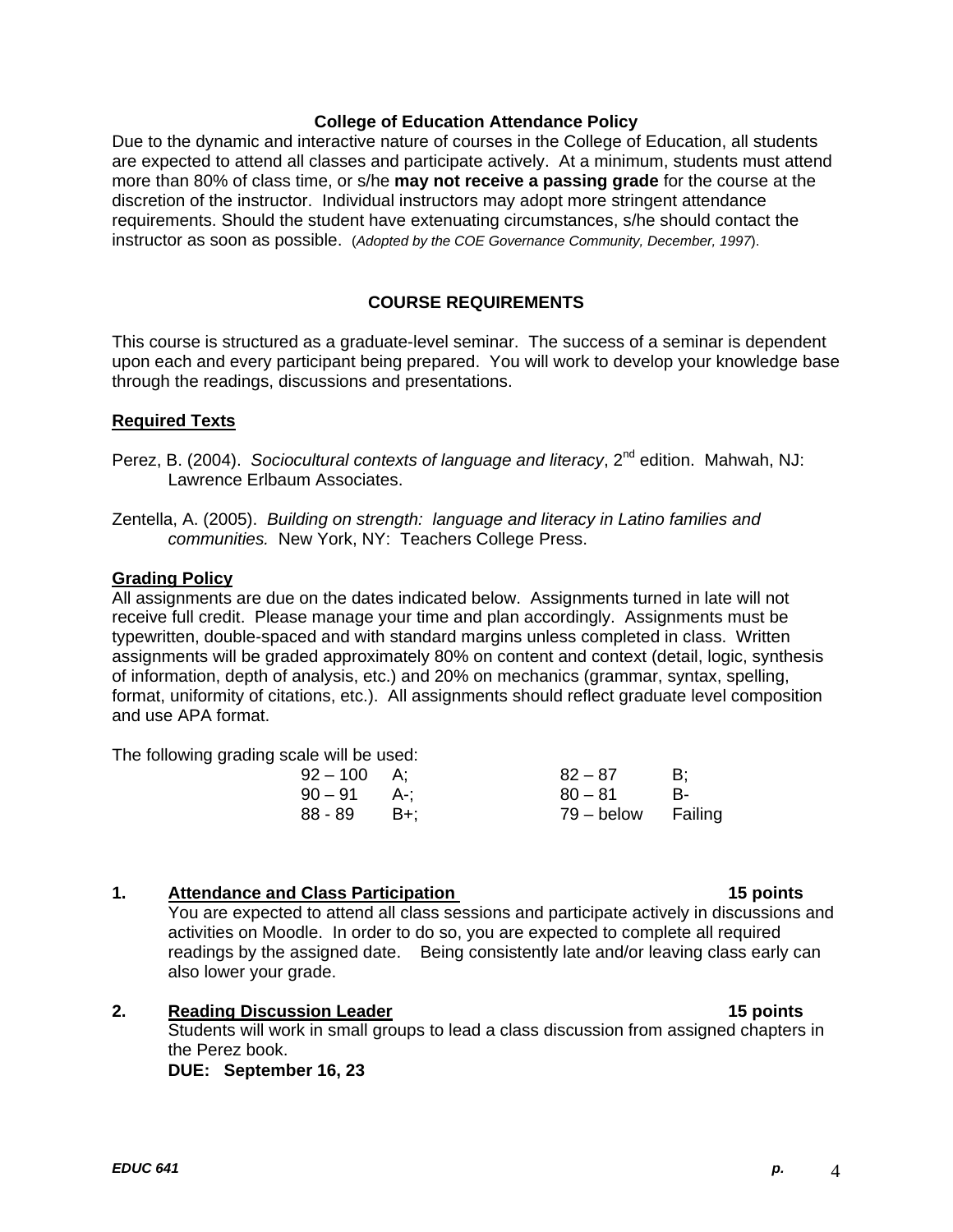### College of Education Attendance Policy

Due to the dynamic and interactive nature of courses in the College of Education, all students are expected to attend all classes and participate actively. At a minimum, students must attend more than 80% of class time, or s/he **may not receive a passing grade** for the course at the discretion of the instructor. Individual instructors may adopt more stringent attendance requirements. Should the student have extenuating circumstances, s/he should contact the instructor as soon as possible. (*Adopted by the COE Governance Community, December, 1997*).

## COURSE REQUIREMENTS

This course is structured as a graduate-level seminar. The success of a seminar is dependent upon each and every participant being prepared. You will work to develop your knowledge base through the readings, discussions and presentations.

### Required Texts

Perez, B. (2004). *Sociocultural contexts of language and literacy*, 2nd edition. Mahwah, NJ: Lawrence Erlbaum Associates.

Zentella, A. (2005). *Building on strength: language and literacy in Latino families and communities.* New York, NY: Teachers College Press.

### Grading Policy

All assignments are due on the dates indicated below. Assignments turned in late will not receive full credit. Please manage your time and plan accordingly. Assignments must be typewritten, double-spaced and with standard margins unless completed in class. Written assignments will be graded approximately 80% on content and context (detail, logic, synthesis of information, depth of analysis, etc.) and 20% on mechanics (grammar, syntax, spelling, format, uniformity of citations, etc.). All assignments should reflect graduate level composition and use APA format.

The following grading scale will be used:

| | | | |
|---|---|---|---|
| 92 – 100 | A; | 82 – 87 | B; |
| 90 – 91 | A-; | 80 – 81 | B- |
| 88 - 89 | B+; | 79 – below | Failing |

**1. Attendance and Class Participation — 15 points**

You are expected to attend all class sessions and participate actively in discussions and activities on Moodle. In order to do so, you are expected to complete all required readings by the assigned date. Being consistently late and/or leaving class early can also lower your grade.

**2. Reading Discussion Leader — 15 points**

Students will work in small groups to lead a class discussion from assigned chapters in the Perez book.

**DUE: September 16, 23**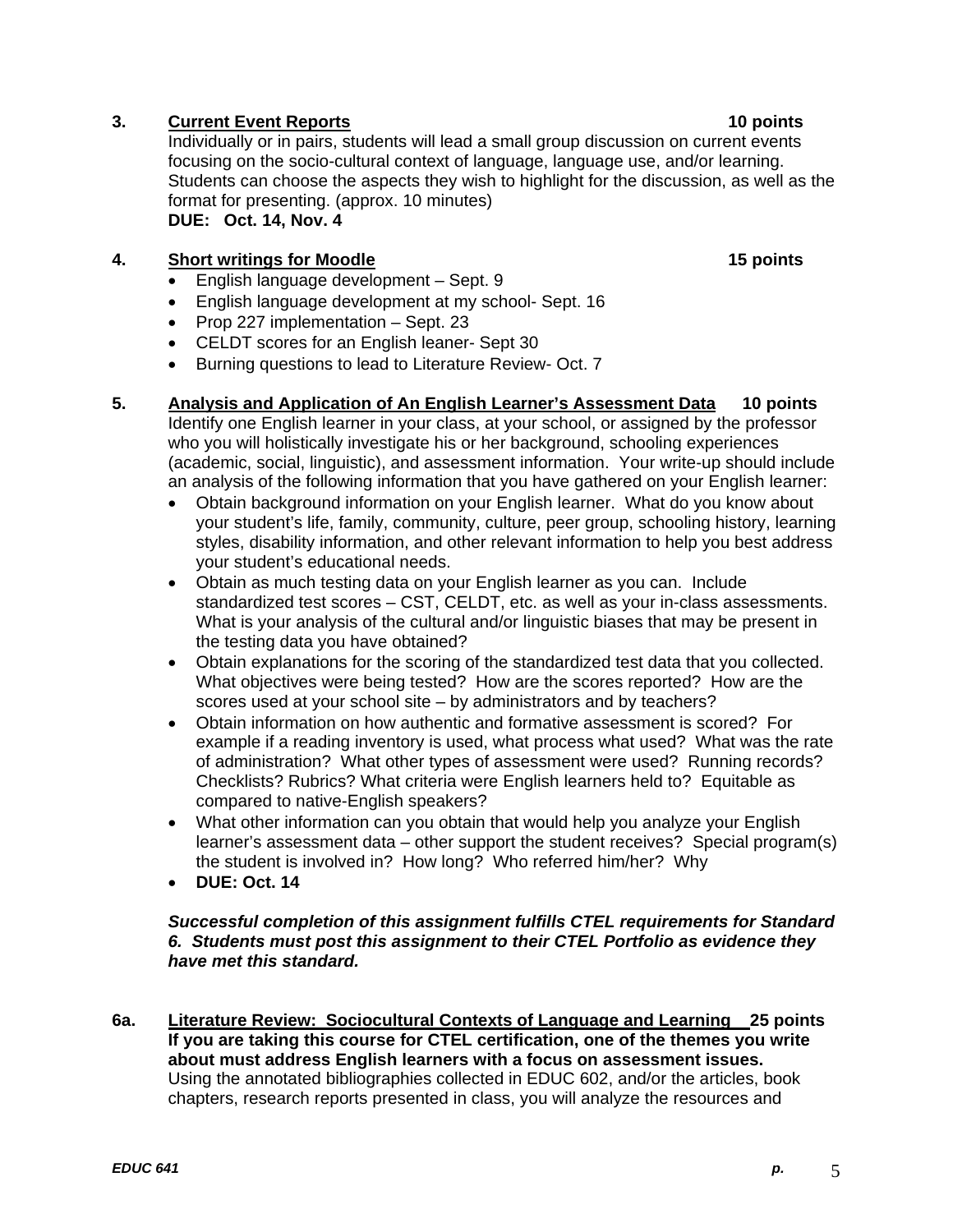**3. <u>Current Event Reports</u> 10 points**

Individually or in pairs, students will lead a small group discussion on current events focusing on the socio-cultural context of language, language use, and/or learning. Students can choose the aspects they wish to highlight for the discussion, as well as the format for presenting. (approx. 10 minutes)

**DUE: Oct. 14, Nov. 4**

**4. <u>Short writings for Moodle</u> 15 points**

- English language development – Sept. 9
- English language development at my school- Sept. 16
- Prop 227 implementation – Sept. 23
- CELDT scores for an English leaner- Sept 30
- Burning questions to lead to Literature Review- Oct. 7

**5. <u>Analysis and Application of An English Learner's Assessment Data</u> 10 points**

Identify one English learner in your class, at your school, or assigned by the professor who you will holistically investigate his or her background, schooling experiences (academic, social, linguistic), and assessment information. Your write-up should include an analysis of the following information that you have gathered on your English learner:

- Obtain background information on your English learner. What do you know about your student's life, family, community, culture, peer group, schooling history, learning styles, disability information, and other relevant information to help you best address your student's educational needs.
- Obtain as much testing data on your English learner as you can. Include standardized test scores – CST, CELDT, etc. as well as your in-class assessments. What is your analysis of the cultural and/or linguistic biases that may be present in the testing data you have obtained?
- Obtain explanations for the scoring of the standardized test data that you collected. What objectives were being tested? How are the scores reported? How are the scores used at your school site – by administrators and by teachers?
- Obtain information on how authentic and formative assessment is scored? For example if a reading inventory is used, what process what used? What was the rate of administration? What other types of assessment were used? Running records? Checklists? Rubrics? What criteria were English learners held to? Equitable as compared to native-English speakers?
- What other information can you obtain that would help you analyze your English learner's assessment data – other support the student receives? Special program(s) the student is involved in? How long? Who referred him/her? Why
- **DUE: Oct. 14**

***Successful completion of this assignment fulfills CTEL requirements for Standard 6. Students must post this assignment to their CTEL Portfolio as evidence they have met this standard.***

**6a. <u>Literature Review: Sociocultural Contexts of Language and Learning</u> 25 points**

**If you are taking this course for CTEL certification, one of the themes you write about must address English learners with a focus on assessment issues.**

Using the annotated bibliographies collected in EDUC 602, and/or the articles, book chapters, research reports presented in class, you will analyze the resources and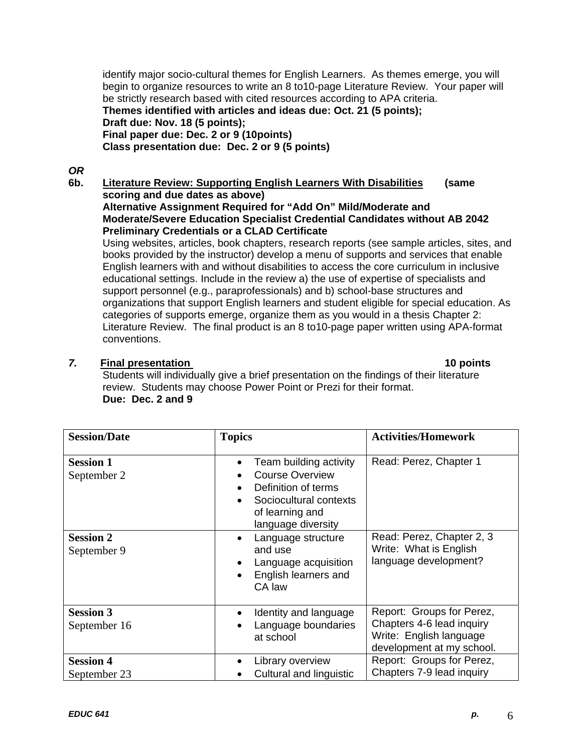identify major socio-cultural themes for English Learners. As themes emerge, you will begin to organize resources to write an 8 to10-page Literature Review. Your paper will be strictly research based with cited resources according to APA criteria.
**Themes identified with articles and ideas due: Oct. 21 (5 points);**
**Draft due: Nov. 18 (5 points);**
**Final paper due: Dec. 2 or 9 (10points)**
**Class presentation due: Dec. 2 or 9 (5 points)**

***OR***

**6b. <u>Literature Review: Supporting English Learners With Disabilities</u> (same scoring and due dates as above)**
**Alternative Assignment Required for "Add On" Mild/Moderate and Moderate/Severe Education Specialist Credential Candidates without AB 2042 Preliminary Credentials or a CLAD Certificate**
Using websites, articles, book chapters, research reports (see sample articles, sites, and books provided by the instructor) develop a menu of supports and services that enable English learners with and without disabilities to access the core curriculum in inclusive educational settings. Include in the review a) the use of expertise of specialists and support personnel (e.g., paraprofessionals) and b) school-base structures and organizations that support English learners and student eligible for special education. As categories of supports emerge, organize them as you would in a thesis Chapter 2: Literature Review. The final product is an 8 to10-page paper written using APA-format conventions.

***7.* <u>Final presentation</u> 10 points**
Students will individually give a brief presentation on the findings of their literature review. Students may choose Power Point or Prezi for their format.
**Due: Dec. 2 and 9**

| Session/Date | Topics | Activities/Homework |
|---|---|---|
| **Session 1**<br>September 2 | • Team building activity<br>• Course Overview<br>• Definition of terms<br>• Sociocultural contexts of learning and language diversity | Read: Perez, Chapter 1 |
| **Session 2**<br>September 9 | • Language structure and use<br>• Language acquisition<br>• English learners and CA law | Read: Perez, Chapter 2, 3<br>Write: What is English language development? |
| **Session 3**<br>September 16 | • Identity and language<br>• Language boundaries at school | Report: Groups for Perez, Chapters 4-6 lead inquiry<br>Write: English language development at my school. |
| **Session 4**<br>September 23 | • Library overview<br>• Cultural and linguistic | Report: Groups for Perez, Chapters 7-9 lead inquiry |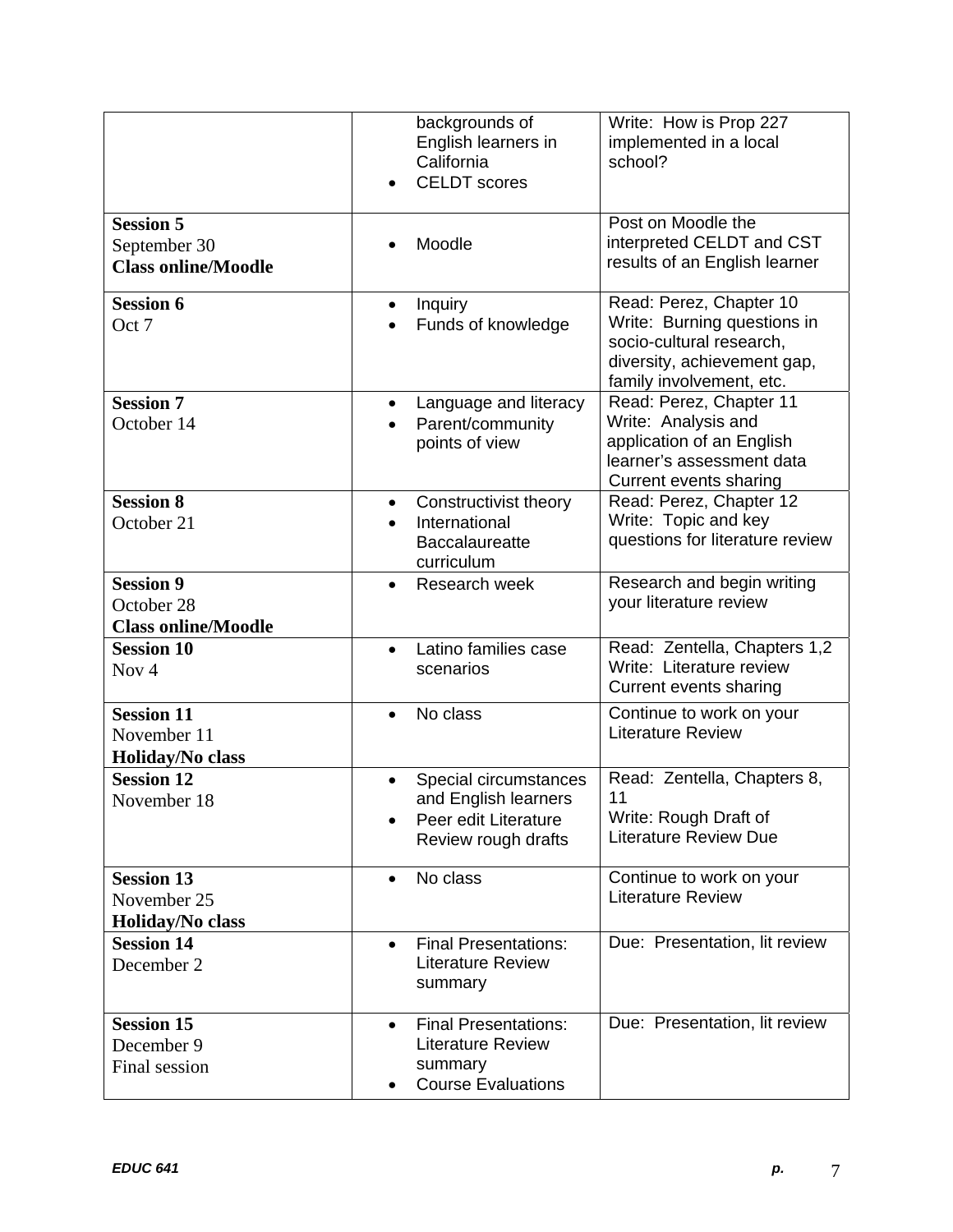| | | |
|---|---|---|
| | backgrounds of English learners in California<br>• CELDT scores | Write: How is Prop 227 implemented in a local school? |
| **Session 5**<br>September 30<br>**Class online/Moodle** | • Moodle | Post on Moodle the interpreted CELDT and CST results of an English learner |
| **Session 6**<br>Oct 7 | • Inquiry<br>• Funds of knowledge | Read: Perez, Chapter 10<br>Write: Burning questions in socio-cultural research, diversity, achievement gap, family involvement, etc. |
| **Session 7**<br>October 14 | • Language and literacy<br>• Parent/community points of view | Read: Perez, Chapter 11<br>Write: Analysis and application of an English learner's assessment data<br>Current events sharing |
| **Session 8**<br>October 21 | • Constructivist theory<br>• International Baccalaureatte curriculum | Read: Perez, Chapter 12<br>Write: Topic and key questions for literature review |
| **Session 9**<br>October 28<br>**Class online/Moodle** | • Research week | Research and begin writing your literature review |
| **Session 10**<br>Nov 4 | • Latino families case scenarios | Read: Zentella, Chapters 1,2<br>Write: Literature review<br>Current events sharing |
| **Session 11**<br>November 11<br>**Holiday/No class** | • No class | Continue to work on your Literature Review |
| **Session 12**<br>November 18 | • Special circumstances and English learners<br>• Peer edit Literature Review rough drafts | Read: Zentella, Chapters 8, 11<br>Write: Rough Draft of Literature Review Due |
| **Session 13**<br>November 25<br>**Holiday/No class** | • No class | Continue to work on your Literature Review |
| **Session 14**<br>December 2 | • Final Presentations: Literature Review summary | Due: Presentation, lit review |
| **Session 15**<br>December 9<br>Final session | • Final Presentations: Literature Review summary<br>• Course Evaluations | Due: Presentation, lit review |